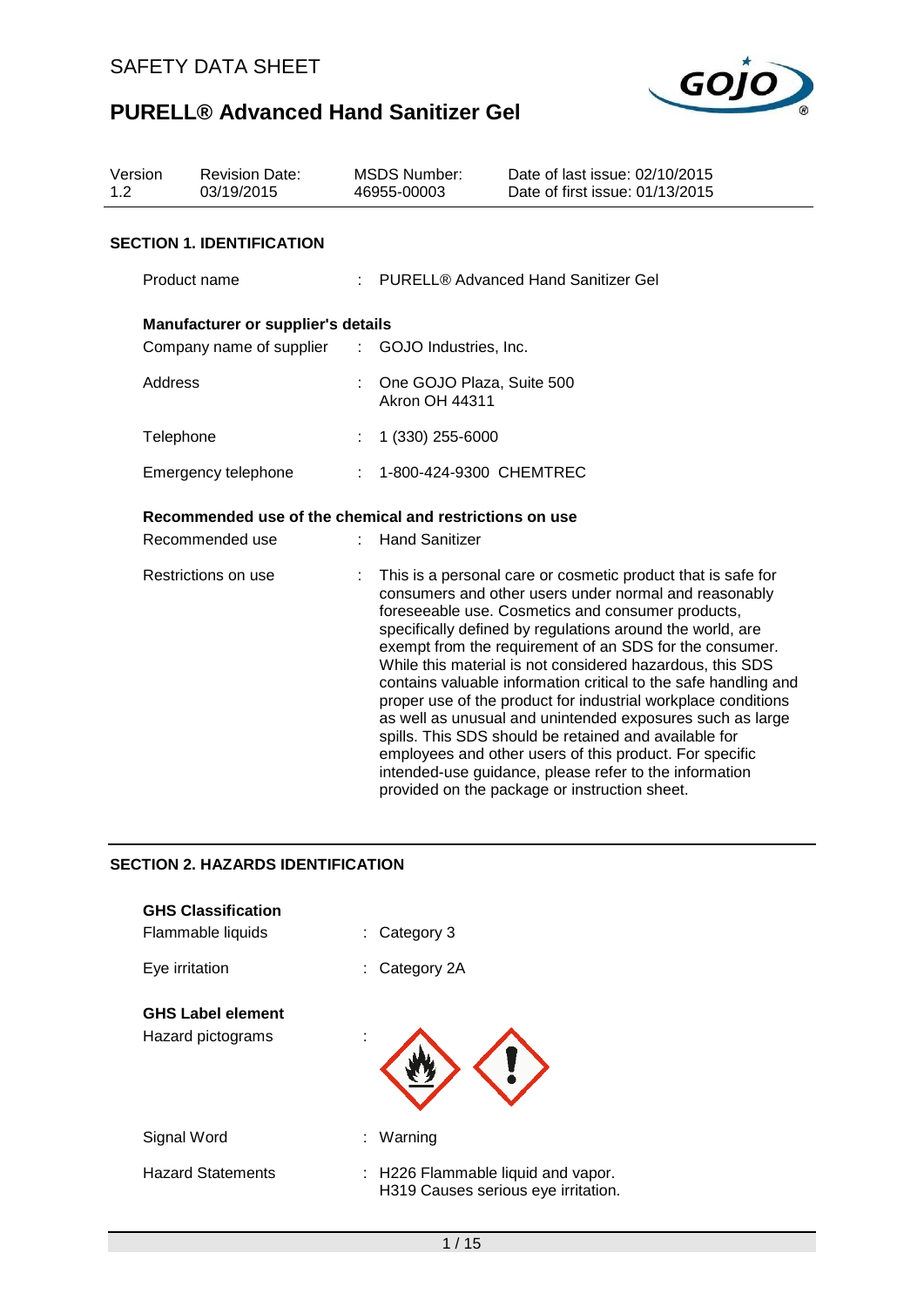# SAFETY DATA SHEET

# PURELL® Advanced Hand Sanitizer Gel

| Version | Revision Date: | MSDS Number: | Date of last issue: 02/10/2015 |
| --- | --- | --- | --- |
| 1.2 | 03/19/2015 | 46955-00003 | Date of first issue: 01/13/2015 |

## SECTION 1. IDENTIFICATION

Product name : PURELL® Advanced Hand Sanitizer Gel

**Manufacturer or supplier's details**

Company name of supplier : GOJO Industries, Inc.

Address : One GOJO Plaza, Suite 500
Akron OH 44311

Telephone : 1 (330) 255-6000

Emergency telephone : 1-800-424-9300 CHEMTREC

**Recommended use of the chemical and restrictions on use**

Recommended use : Hand Sanitizer

Restrictions on use : This is a personal care or cosmetic product that is safe for consumers and other users under normal and reasonably foreseeable use. Cosmetics and consumer products, specifically defined by regulations around the world, are exempt from the requirement of an SDS for the consumer. While this material is not considered hazardous, this SDS contains valuable information critical to the safe handling and proper use of the product for industrial workplace conditions as well as unusual and unintended exposures such as large spills. This SDS should be retained and available for employees and other users of this product. For specific intended-use guidance, please refer to the information provided on the package or instruction sheet.

## SECTION 2. HAZARDS IDENTIFICATION

**GHS Classification**

Flammable liquids : Category 3

Eye irritation : Category 2A

**GHS Label element**

Hazard pictograms :

Signal Word : Warning

Hazard Statements : H226 Flammable liquid and vapor.
H319 Causes serious eye irritation.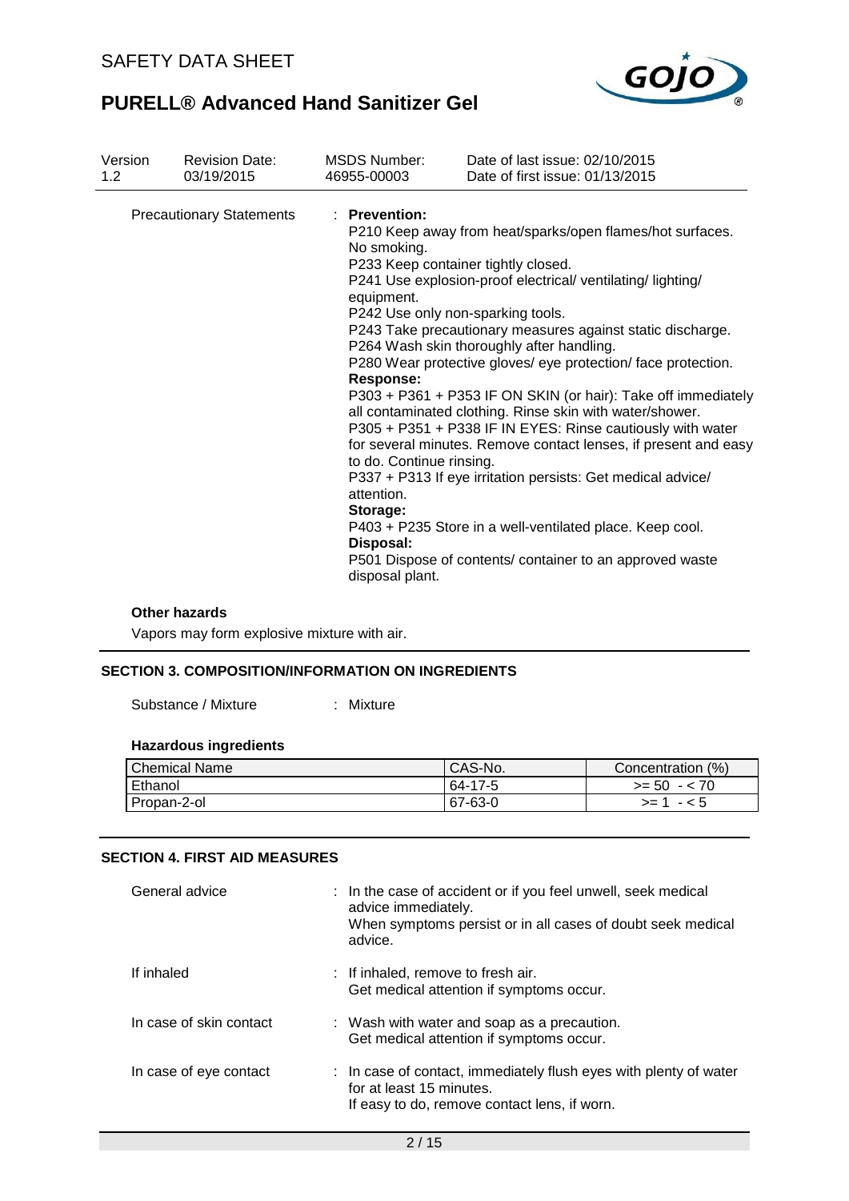| Version 1.2 | Revision Date: 03/19/2015 | MSDS Number: 46955-00003 | Date of last issue: 02/10/2015<br>Date of first issue: 01/13/2015 |
|---|---|---|---|

Precautionary Statements : **Prevention:**

P210 Keep away from heat/sparks/open flames/hot surfaces. No smoking.

P233 Keep container tightly closed.

P241 Use explosion-proof electrical/ ventilating/ lighting/ equipment.

P242 Use only non-sparking tools.

P243 Take precautionary measures against static discharge.

P264 Wash skin thoroughly after handling.

P280 Wear protective gloves/ eye protection/ face protection.

**Response:**

P303 + P361 + P353 IF ON SKIN (or hair): Take off immediately all contaminated clothing. Rinse skin with water/shower.

P305 + P351 + P338 IF IN EYES: Rinse cautiously with water for several minutes. Remove contact lenses, if present and easy to do. Continue rinsing.

P337 + P313 If eye irritation persists: Get medical advice/ attention.

**Storage:**

P403 + P235 Store in a well-ventilated place. Keep cool.

**Disposal:**

P501 Dispose of contents/ container to an approved waste disposal plant.

**Other hazards**

Vapors may form explosive mixture with air.

## SECTION 3. COMPOSITION/INFORMATION ON INGREDIENTS

Substance / Mixture : Mixture

**Hazardous ingredients**

| Chemical Name | CAS-No. | Concentration (%) |
|---|---|---|
| Ethanol | 64-17-5 | >= 50 - < 70 |
| Propan-2-ol | 67-63-0 | >= 1 - < 5 |

## SECTION 4. FIRST AID MEASURES

General advice : In the case of accident or if you feel unwell, seek medical advice immediately.
When symptoms persist or in all cases of doubt seek medical advice.

If inhaled : If inhaled, remove to fresh air.
Get medical attention if symptoms occur.

In case of skin contact : Wash with water and soap as a precaution.
Get medical attention if symptoms occur.

In case of eye contact : In case of contact, immediately flush eyes with plenty of water for at least 15 minutes.
If easy to do, remove contact lens, if worn.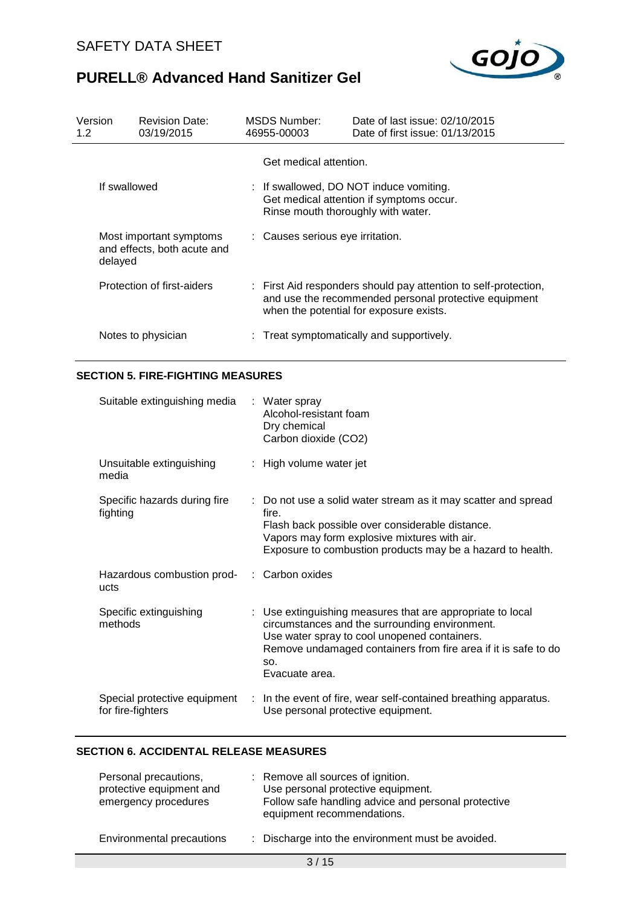| | |
|---|---|
| | Get medical attention. |
| If swallowed | : If swallowed, DO NOT induce vomiting.<br>Get medical attention if symptoms occur.<br>Rinse mouth thoroughly with water. |
| Most important symptoms and effects, both acute and delayed | : Causes serious eye irritation. |
| Protection of first-aiders | : First Aid responders should pay attention to self-protection, and use the recommended personal protective equipment when the potential for exposure exists. |
| Notes to physician | : Treat symptomatically and supportively. |

## SECTION 5. FIRE-FIGHTING MEASURES

| | |
|---|---|
| Suitable extinguishing media | : Water spray<br>Alcohol-resistant foam<br>Dry chemical<br>Carbon dioxide ($CO_2$) |
| Unsuitable extinguishing media | : High volume water jet |
| Specific hazards during fire fighting | : Do not use a solid water stream as it may scatter and spread fire.<br>Flash back possible over considerable distance.<br>Vapors may form explosive mixtures with air.<br>Exposure to combustion products may be a hazard to health. |
| Hazardous combustion products | : Carbon oxides |
| Specific extinguishing methods | : Use extinguishing measures that are appropriate to local circumstances and the surrounding environment.<br>Use water spray to cool unopened containers.<br>Remove undamaged containers from fire area if it is safe to do so.<br>Evacuate area. |
| Special protective equipment for fire-fighters | : In the event of fire, wear self-contained breathing apparatus.<br>Use personal protective equipment. |

## SECTION 6. ACCIDENTAL RELEASE MEASURES

| | |
|---|---|
| Personal precautions, protective equipment and emergency procedures | : Remove all sources of ignition.<br>Use personal protective equipment.<br>Follow safe handling advice and personal protective equipment recommendations. |
| Environmental precautions | : Discharge into the environment must be avoided. |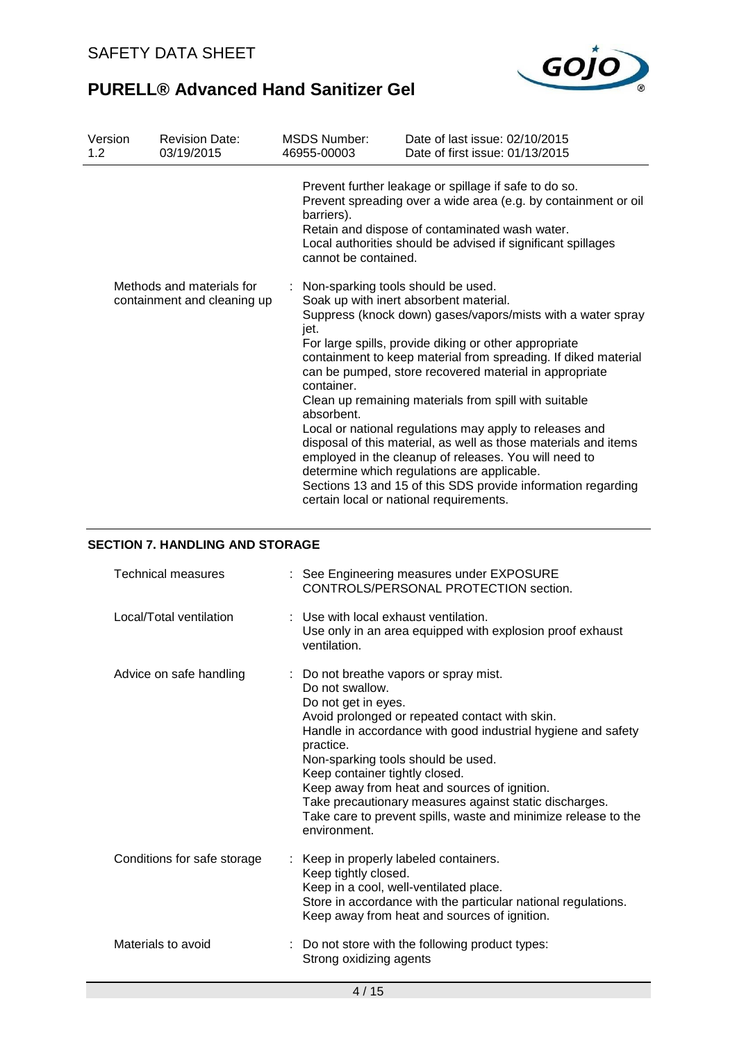| Version 1.2 | Revision Date: 03/19/2015 | MSDS Number: 46955-00003 | Date of last issue: 02/10/2015 Date of first issue: 01/13/2015 |
|---|---|---|---|

Prevent further leakage or spillage if safe to do so.
Prevent spreading over a wide area (e.g. by containment or oil barriers).
Retain and dispose of contaminated wash water.
Local authorities should be advised if significant spillages cannot be contained.

Methods and materials for containment and cleaning up : Non-sparking tools should be used.
Soak up with inert absorbent material.
Suppress (knock down) gases/vapors/mists with a water spray jet.
For large spills, provide diking or other appropriate containment to keep material from spreading. If diked material can be pumped, store recovered material in appropriate container.
Clean up remaining materials from spill with suitable absorbent.
Local or national regulations may apply to releases and disposal of this material, as well as those materials and items employed in the cleanup of releases. You will need to determine which regulations are applicable.
Sections 13 and 15 of this SDS provide information regarding certain local or national requirements.

## SECTION 7. HANDLING AND STORAGE

Technical measures : See Engineering measures under EXPOSURE CONTROLS/PERSONAL PROTECTION section.

Local/Total ventilation : Use with local exhaust ventilation.
Use only in an area equipped with explosion proof exhaust ventilation.

Advice on safe handling : Do not breathe vapors or spray mist.
Do not swallow.
Do not get in eyes.
Avoid prolonged or repeated contact with skin.
Handle in accordance with good industrial hygiene and safety practice.
Non-sparking tools should be used.
Keep container tightly closed.
Keep away from heat and sources of ignition.
Take precautionary measures against static discharges.
Take care to prevent spills, waste and minimize release to the environment.

Conditions for safe storage : Keep in properly labeled containers.
Keep tightly closed.
Keep in a cool, well-ventilated place.
Store in accordance with the particular national regulations.
Keep away from heat and sources of ignition.

Materials to avoid : Do not store with the following product types:
Strong oxidizing agents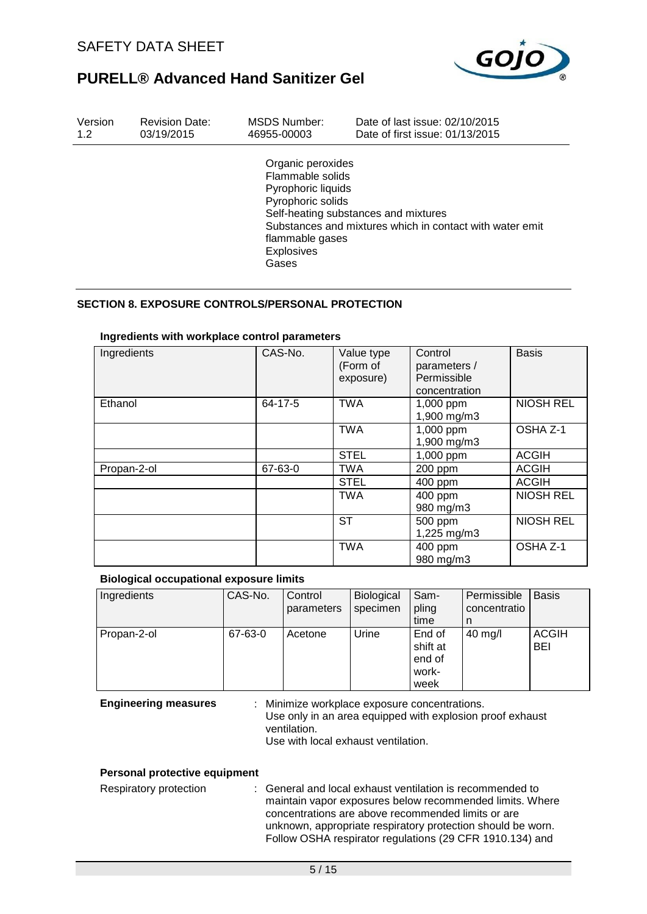| Version | Revision Date: | MSDS Number: | Date of last issue: 02/10/2015 |
|---|---|---|---|
| 1.2 | 03/19/2015 | 46955-00003 | Date of first issue: 01/13/2015 |

Organic peroxides
Flammable solids
Pyrophoric liquids
Pyrophoric solids
Self-heating substances and mixtures
Substances and mixtures which in contact with water emit flammable gases
Explosives
Gases

## SECTION 8. EXPOSURE CONTROLS/PERSONAL PROTECTION

### Ingredients with workplace control parameters

| Ingredients | CAS-No. | Value type (Form of exposure) | Control parameters / Permissible concentration | Basis |
|---|---|---|---|---|
| Ethanol | 64-17-5 | TWA | 1,000 ppm<br>1,900 mg/m3 | NIOSH REL |
| | | TWA | 1,000 ppm<br>1,900 mg/m3 | OSHA Z-1 |
| | | STEL | 1,000 ppm | ACGIH |
| Propan-2-ol | 67-63-0 | TWA | 200 ppm | ACGIH |
| | | STEL | 400 ppm | ACGIH |
| | | TWA | 400 ppm<br>980 mg/m3 | NIOSH REL |
| | | ST | 500 ppm<br>1,225 mg/m3 | NIOSH REL |
| | | TWA | 400 ppm<br>980 mg/m3 | OSHA Z-1 |

### Biological occupational exposure limits

| Ingredients | CAS-No. | Control parameters | Biological specimen | Sampling time | Permissible concentration | Basis |
|---|---|---|---|---|---|---|
| Propan-2-ol | 67-63-0 | Acetone | Urine | End of shift at end of workweek | 40 mg/l | ACGIH BEI |

**Engineering measures** : Minimize workplace exposure concentrations.
Use only in an area equipped with explosion proof exhaust ventilation.
Use with local exhaust ventilation.

### Personal protective equipment

Respiratory protection : General and local exhaust ventilation is recommended to maintain vapor exposures below recommended limits. Where concentrations are above recommended limits or are unknown, appropriate respiratory protection should be worn. Follow OSHA respirator regulations (29 CFR 1910.134) and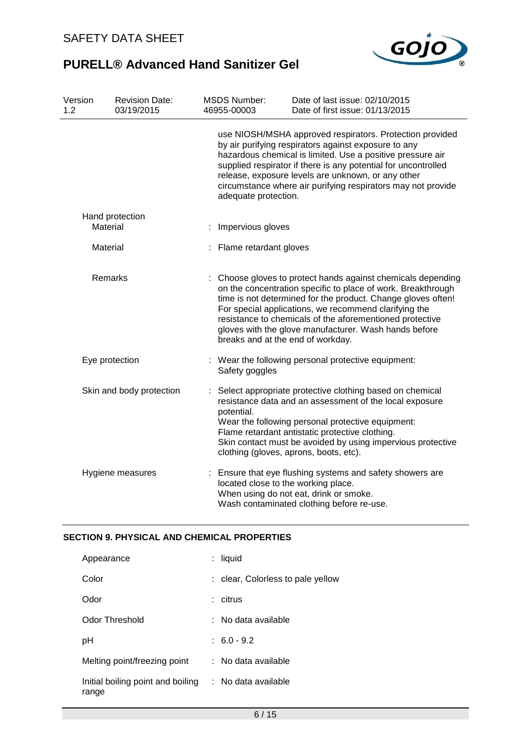| Version 1.2 | Revision Date: 03/19/2015 | MSDS Number: 46955-00003 | Date of last issue: 02/10/2015 Date of first issue: 01/13/2015 |
|---|---|---|---|

use NIOSH/MSHA approved respirators. Protection provided by air purifying respirators against exposure to any hazardous chemical is limited. Use a positive pressure air supplied respirator if there is any potential for uncontrolled release, exposure levels are unknown, or any other circumstance where air purifying respirators may not provide adequate protection.

Hand protection

Material : Impervious gloves

Material : Flame retardant gloves

Remarks : Choose gloves to protect hands against chemicals depending on the concentration specific to place of work. Breakthrough time is not determined for the product. Change gloves often! For special applications, we recommend clarifying the resistance to chemicals of the aforementioned protective gloves with the glove manufacturer. Wash hands before breaks and at the end of workday.

Eye protection : Wear the following personal protective equipment: Safety goggles

Skin and body protection : Select appropriate protective clothing based on chemical resistance data and an assessment of the local exposure potential.
Wear the following personal protective equipment:
Flame retardant antistatic protective clothing.
Skin contact must be avoided by using impervious protective clothing (gloves, aprons, boots, etc).

Hygiene measures : Ensure that eye flushing systems and safety showers are located close to the working place.
When using do not eat, drink or smoke.
Wash contaminated clothing before re-use.

## SECTION 9. PHYSICAL AND CHEMICAL PROPERTIES

Appearance : liquid

Color : clear, Colorless to pale yellow

Odor : citrus

Odor Threshold : No data available

pH : 6.0 - 9.2

Melting point/freezing point : No data available

Initial boiling point and boiling range : No data available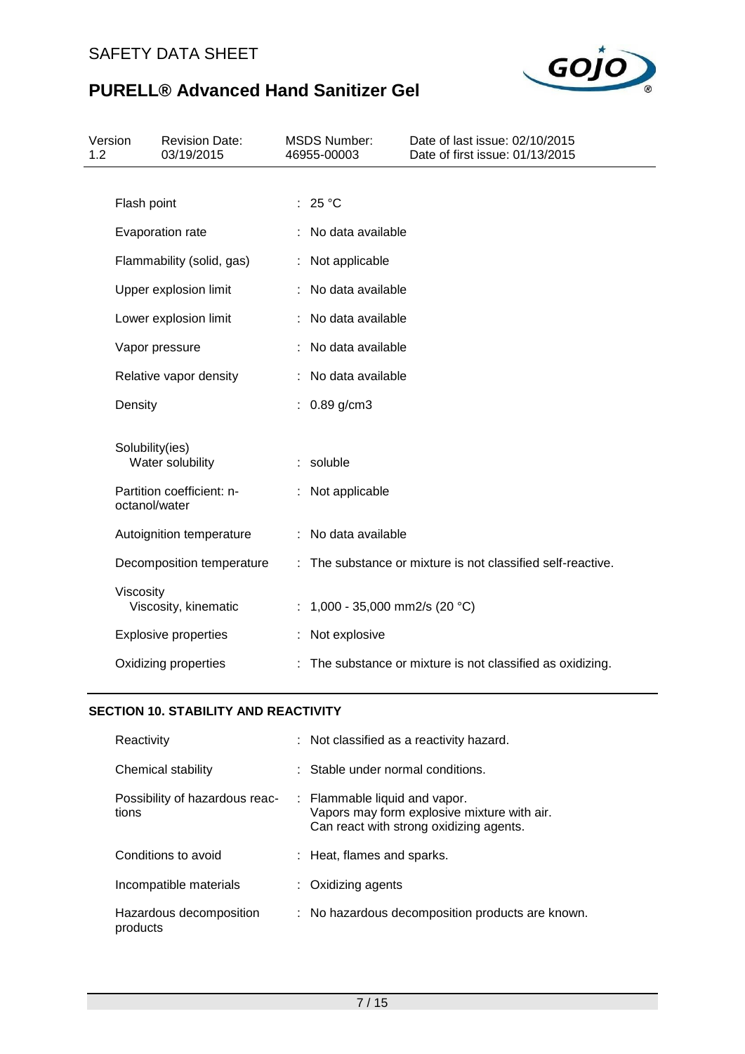| | |
|---|---|
| Flash point | : 25 °C |
| Evaporation rate | : No data available |
| Flammability (solid, gas) | : Not applicable |
| Upper explosion limit | : No data available |
| Lower explosion limit | : No data available |
| Vapor pressure | : No data available |
| Relative vapor density | : No data available |
| Density | : 0.89 g/cm3 |
| Solubility(ies) | |
| Water solubility | : soluble |
| Partition coefficient: n-octanol/water | : Not applicable |
| Autoignition temperature | : No data available |
| Decomposition temperature | : The substance or mixture is not classified self-reactive. |
| Viscosity | |
| Viscosity, kinematic | : 1,000 - 35,000 mm2/s (20 °C) |
| Explosive properties | : Not explosive |
| Oxidizing properties | : The substance or mixture is not classified as oxidizing. |

## SECTION 10. STABILITY AND REACTIVITY

| | |
|---|---|
| Reactivity | : Not classified as a reactivity hazard. |
| Chemical stability | : Stable under normal conditions. |
| Possibility of hazardous reactions | : Flammable liquid and vapor.<br>Vapors may form explosive mixture with air.<br>Can react with strong oxidizing agents. |
| Conditions to avoid | : Heat, flames and sparks. |
| Incompatible materials | : Oxidizing agents |
| Hazardous decomposition products | : No hazardous decomposition products are known. |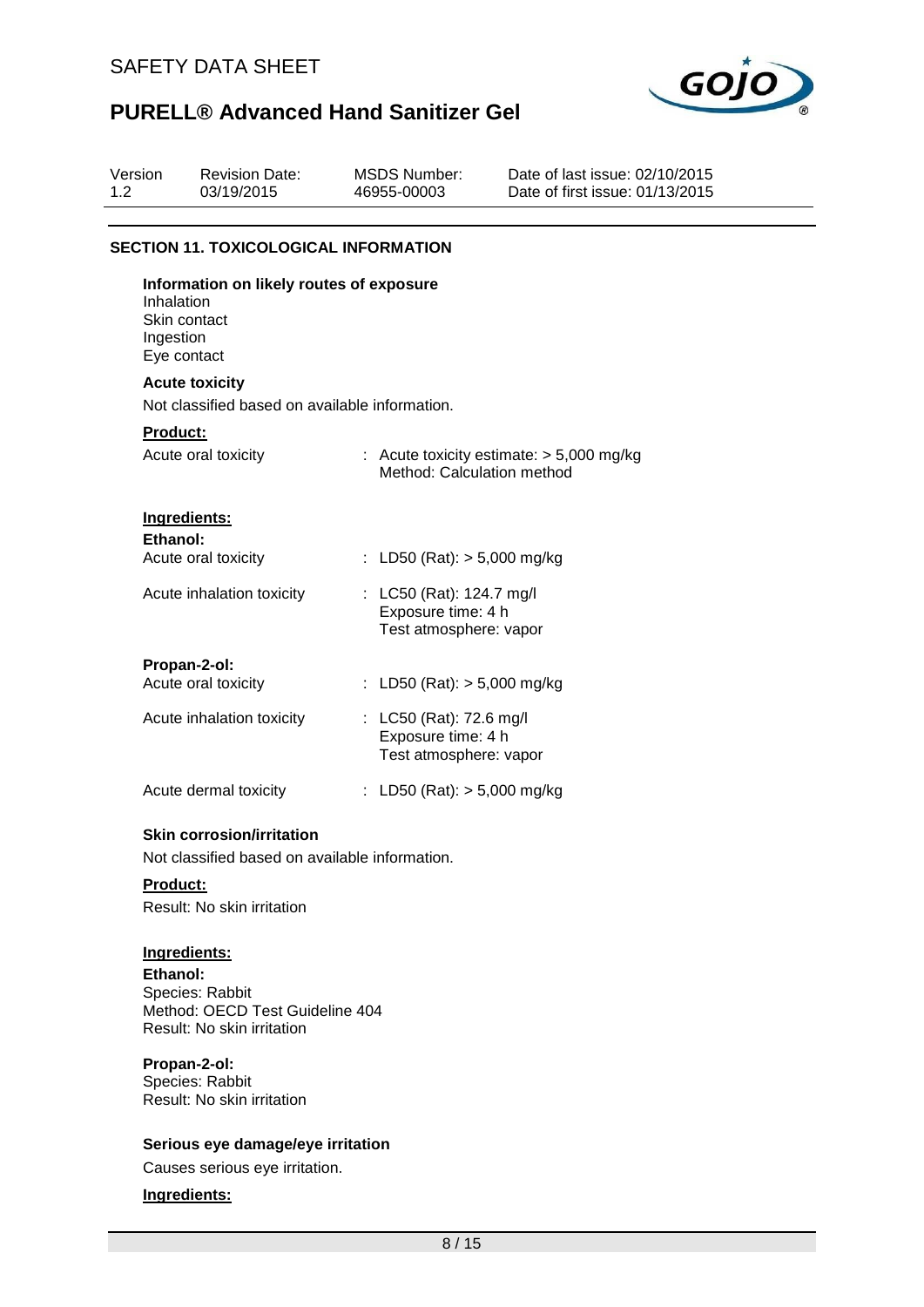## SECTION 11. TOXICOLOGICAL INFORMATION

### Information on likely routes of exposure

Inhalation
Skin contact
Ingestion
Eye contact

### Acute toxicity

Not classified based on available information.

**Product:**

| | |
|---|---|
| Acute oral toxicity | : Acute toxicity estimate: > 5,000 mg/kg<br>Method: Calculation method |

**Ingredients:**

**Ethanol:**

| | |
|---|---|
| Acute oral toxicity | : LD50 (Rat): > 5,000 mg/kg |
| Acute inhalation toxicity | : LC50 (Rat): 124.7 mg/l<br>Exposure time: 4 h<br>Test atmosphere: vapor |

**Propan-2-ol:**

| | |
|---|---|
| Acute oral toxicity | : LD50 (Rat): > 5,000 mg/kg |
| Acute inhalation toxicity | : LC50 (Rat): 72.6 mg/l<br>Exposure time: 4 h<br>Test atmosphere: vapor |
| Acute dermal toxicity | : LD50 (Rat): > 5,000 mg/kg |

### Skin corrosion/irritation

Not classified based on available information.

**Product:**

Result: No skin irritation

**Ingredients:**

**Ethanol:**
Species: Rabbit
Method: OECD Test Guideline 404
Result: No skin irritation

**Propan-2-ol:**
Species: Rabbit
Result: No skin irritation

### Serious eye damage/eye irritation

Causes serious eye irritation.

**Ingredients:**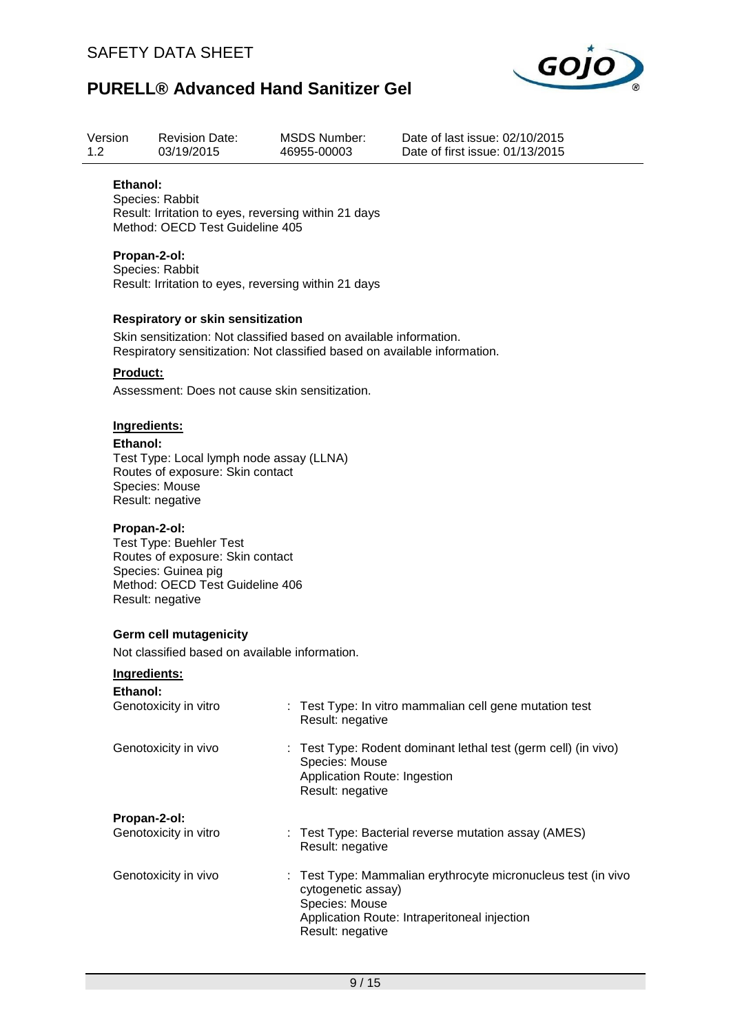**Ethanol:**
Species: Rabbit
Result: Irritation to eyes, reversing within 21 days
Method: OECD Test Guideline 405

**Propan-2-ol:**
Species: Rabbit
Result: Irritation to eyes, reversing within 21 days

**Respiratory or skin sensitization**

Skin sensitization: Not classified based on available information.
Respiratory sensitization: Not classified based on available information.

**Product:**

Assessment: Does not cause skin sensitization.

**Ingredients:**

**Ethanol:**
Test Type: Local lymph node assay (LLNA)
Routes of exposure: Skin contact
Species: Mouse
Result: negative

**Propan-2-ol:**
Test Type: Buehler Test
Routes of exposure: Skin contact
Species: Guinea pig
Method: OECD Test Guideline 406
Result: negative

**Germ cell mutagenicity**

Not classified based on available information.

**Ingredients:**

**Ethanol:**

Genotoxicity in vitro : Test Type: In vitro mammalian cell gene mutation test
Result: negative

Genotoxicity in vivo : Test Type: Rodent dominant lethal test (germ cell) (in vivo)
Species: Mouse
Application Route: Ingestion
Result: negative

**Propan-2-ol:**

Genotoxicity in vitro : Test Type: Bacterial reverse mutation assay (AMES)
Result: negative

Genotoxicity in vivo : Test Type: Mammalian erythrocyte micronucleus test (in vivo cytogenetic assay)
Species: Mouse
Application Route: Intraperitoneal injection
Result: negative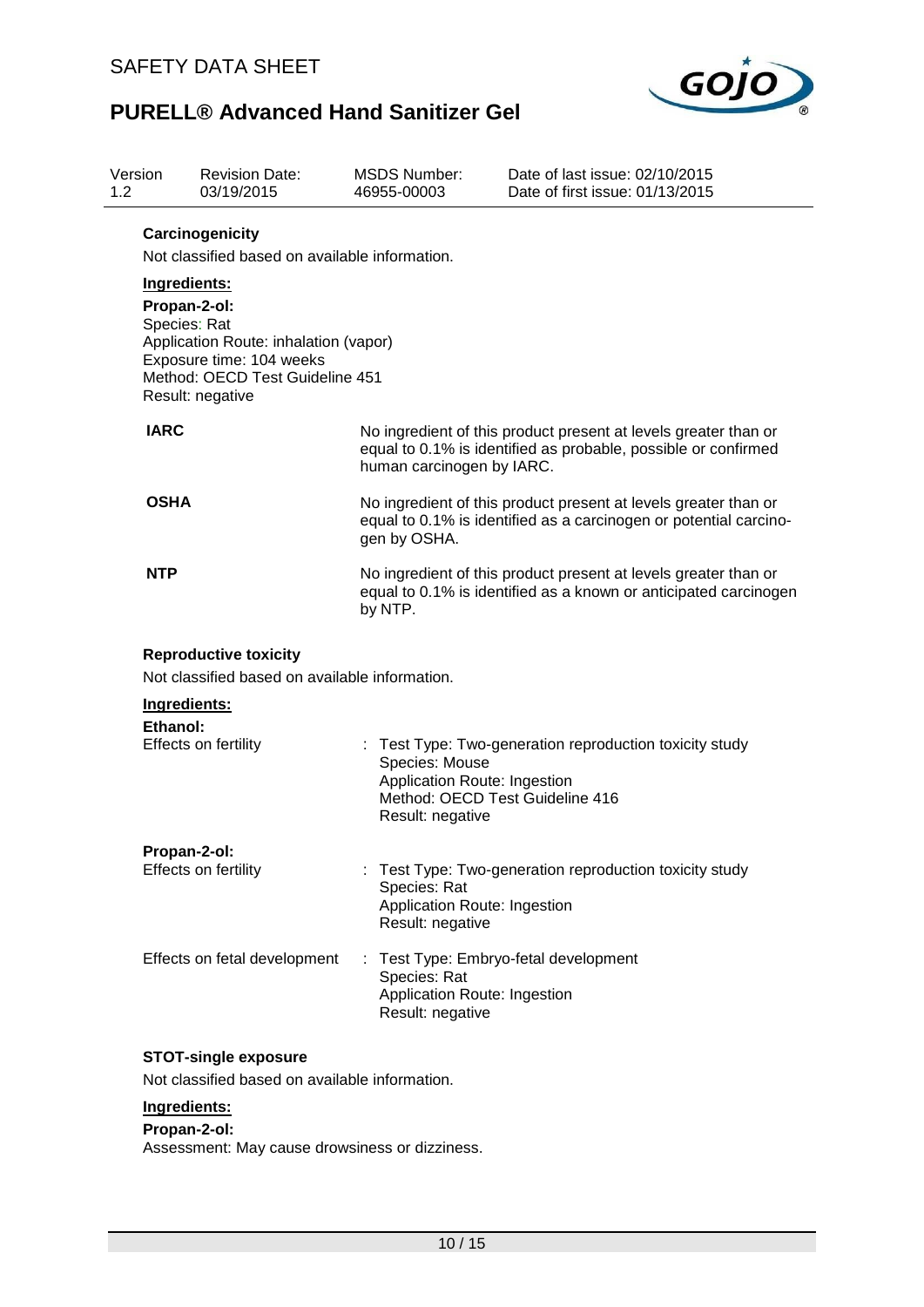### Carcinogenicity

Not classified based on available information.

**Ingredients:**

**Propan-2-ol:**
Species: Rat
Application Route: inhalation (vapor)
Exposure time: 104 weeks
Method: OECD Test Guideline 451
Result: negative

| | |
|---|---|
| **IARC** | No ingredient of this product present at levels greater than or equal to 0.1% is identified as probable, possible or confirmed human carcinogen by IARC. |
| **OSHA** | No ingredient of this product present at levels greater than or equal to 0.1% is identified as a carcinogen or potential carcinogen by OSHA. |
| **NTP** | No ingredient of this product present at levels greater than or equal to 0.1% is identified as a known or anticipated carcinogen by NTP. |

### Reproductive toxicity

Not classified based on available information.

**Ingredients:**

**Ethanol:**

Effects on fertility : Test Type: Two-generation reproduction toxicity study
Species: Mouse
Application Route: Ingestion
Method: OECD Test Guideline 416
Result: negative

**Propan-2-ol:**

Effects on fertility : Test Type: Two-generation reproduction toxicity study
Species: Rat
Application Route: Ingestion
Result: negative

Effects on fetal development : Test Type: Embryo-fetal development
Species: Rat
Application Route: Ingestion
Result: negative

### STOT-single exposure

Not classified based on available information.

**Ingredients:**

**Propan-2-ol:**
Assessment: May cause drowsiness or dizziness.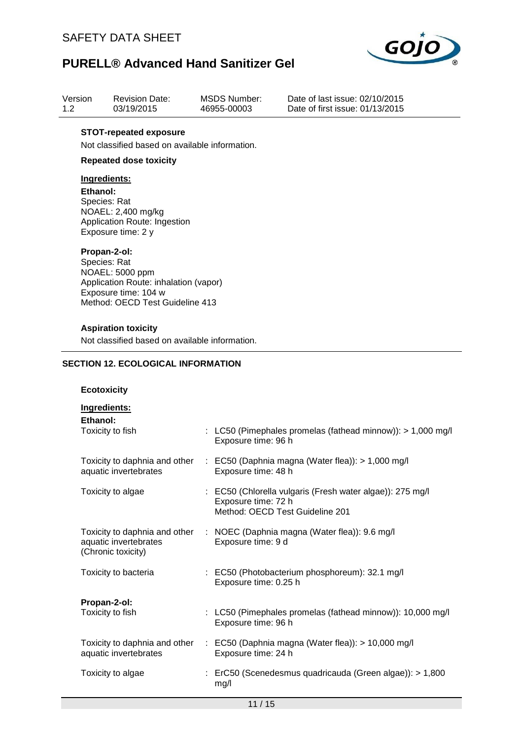**STOT-repeated exposure**

Not classified based on available information.

**Repeated dose toxicity**

**Ingredients:**

**Ethanol:**
Species: Rat
NOAEL: 2,400 mg/kg
Application Route: Ingestion
Exposure time: 2 y

**Propan-2-ol:**
Species: Rat
NOAEL: 5000 ppm
Application Route: inhalation (vapor)
Exposure time: 104 w
Method: OECD Test Guideline 413

**Aspiration toxicity**

Not classified based on available information.

## SECTION 12. ECOLOGICAL INFORMATION

**Ecotoxicity**

**Ingredients:**

**Ethanol:**

| | |
|---|---|
| Toxicity to fish | : LC50 (Pimephales promelas (fathead minnow)): > 1,000 mg/l<br>Exposure time: 96 h |
| Toxicity to daphnia and other aquatic invertebrates | : EC50 (Daphnia magna (Water flea)): > 1,000 mg/l<br>Exposure time: 48 h |
| Toxicity to algae | : EC50 (Chlorella vulgaris (Fresh water algae)): 275 mg/l<br>Exposure time: 72 h<br>Method: OECD Test Guideline 201 |
| Toxicity to daphnia and other aquatic invertebrates (Chronic toxicity) | : NOEC (Daphnia magna (Water flea)): 9.6 mg/l<br>Exposure time: 9 d |
| Toxicity to bacteria | : EC50 (Photobacterium phosphoreum): 32.1 mg/l<br>Exposure time: 0.25 h |

**Propan-2-ol:**

| | |
|---|---|
| Toxicity to fish | : LC50 (Pimephales promelas (fathead minnow)): 10,000 mg/l<br>Exposure time: 96 h |
| Toxicity to daphnia and other aquatic invertebrates | : EC50 (Daphnia magna (Water flea)): > 10,000 mg/l<br>Exposure time: 24 h |
| Toxicity to algae | : ErC50 (Scenedesmus quadricauda (Green algae)): > 1,800 mg/l |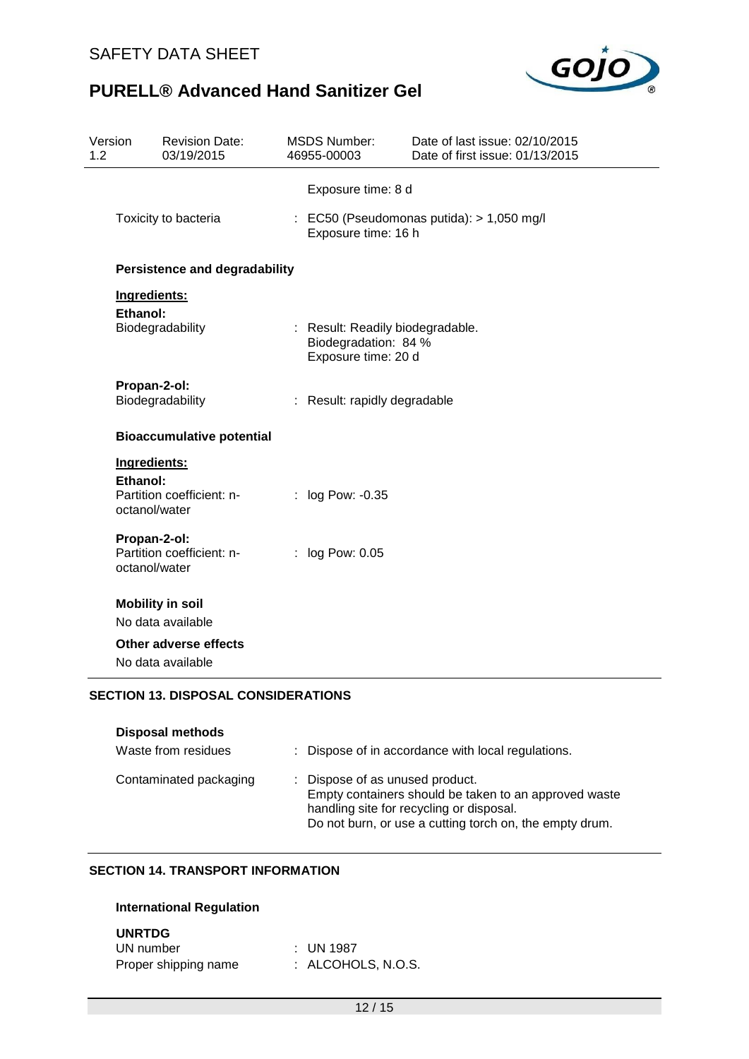Exposure time: 8 d

Toxicity to bacteria : EC50 (Pseudomonas putida): > 1,050 mg/l
Exposure time: 16 h

**Persistence and degradability**

**Ingredients:**

**Ethanol:**

Biodegradability : Result: Readily biodegradable.
Biodegradation: 84 %
Exposure time: 20 d

**Propan-2-ol:**

Biodegradability : Result: rapidly degradable

**Bioaccumulative potential**

**Ingredients:**

**Ethanol:**

Partition coefficient: n-octanol/water : log Pow: -0.35

**Propan-2-ol:**

Partition coefficient: n-octanol/water : log Pow: 0.05

**Mobility in soil**

No data available

**Other adverse effects**

No data available

## SECTION 13. DISPOSAL CONSIDERATIONS

**Disposal methods**

Waste from residues : Dispose of in accordance with local regulations.

Contaminated packaging : Dispose of as unused product.
Empty containers should be taken to an approved waste handling site for recycling or disposal.
Do not burn, or use a cutting torch on, the empty drum.

## SECTION 14. TRANSPORT INFORMATION

**International Regulation**

**UNRTDG**

UN number : UN 1987

Proper shipping name : ALCOHOLS, N.O.S.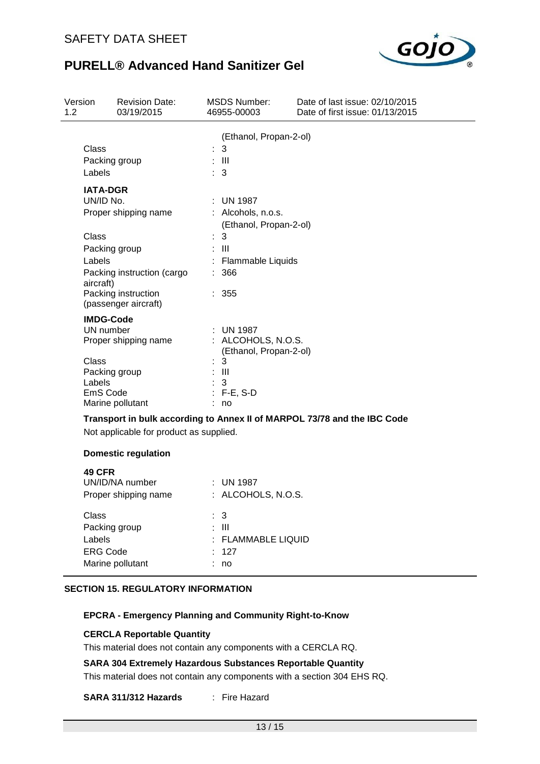| | |
|---|---|
| | (Ethanol, Propan-2-ol) |
| Class | : 3 |
| Packing group | : III |
| Labels | : 3 |

**IATA-DGR**

| | |
|---|---|
| UN/ID No. | : UN 1987 |
| Proper shipping name | : Alcohols, n.o.s. (Ethanol, Propan-2-ol) |
| Class | : 3 |
| Packing group | : III |
| Labels | : Flammable Liquids |
| Packing instruction (cargo aircraft) | : 366 |
| Packing instruction (passenger aircraft) | : 355 |

**IMDG-Code**

| | |
|---|---|
| UN number | : UN 1987 |
| Proper shipping name | : ALCOHOLS, N.O.S. (Ethanol, Propan-2-ol) |
| Class | : 3 |
| Packing group | : III |
| Labels | : 3 |
| EmS Code | : F-E, S-D |
| Marine pollutant | : no |

**Transport in bulk according to Annex II of MARPOL 73/78 and the IBC Code**

Not applicable for product as supplied.

**Domestic regulation**

**49 CFR**

| | |
|---|---|
| UN/ID/NA number | : UN 1987 |
| Proper shipping name | : ALCOHOLS, N.O.S. |
| Class | : 3 |
| Packing group | : III |
| Labels | : FLAMMABLE LIQUID |
| ERG Code | : 127 |
| Marine pollutant | : no |

## SECTION 15. REGULATORY INFORMATION

**EPCRA - Emergency Planning and Community Right-to-Know**

**CERCLA Reportable Quantity**

This material does not contain any components with a CERCLA RQ.

**SARA 304 Extremely Hazardous Substances Reportable Quantity**

This material does not contain any components with a section 304 EHS RQ.

**SARA 311/312 Hazards** : Fire Hazard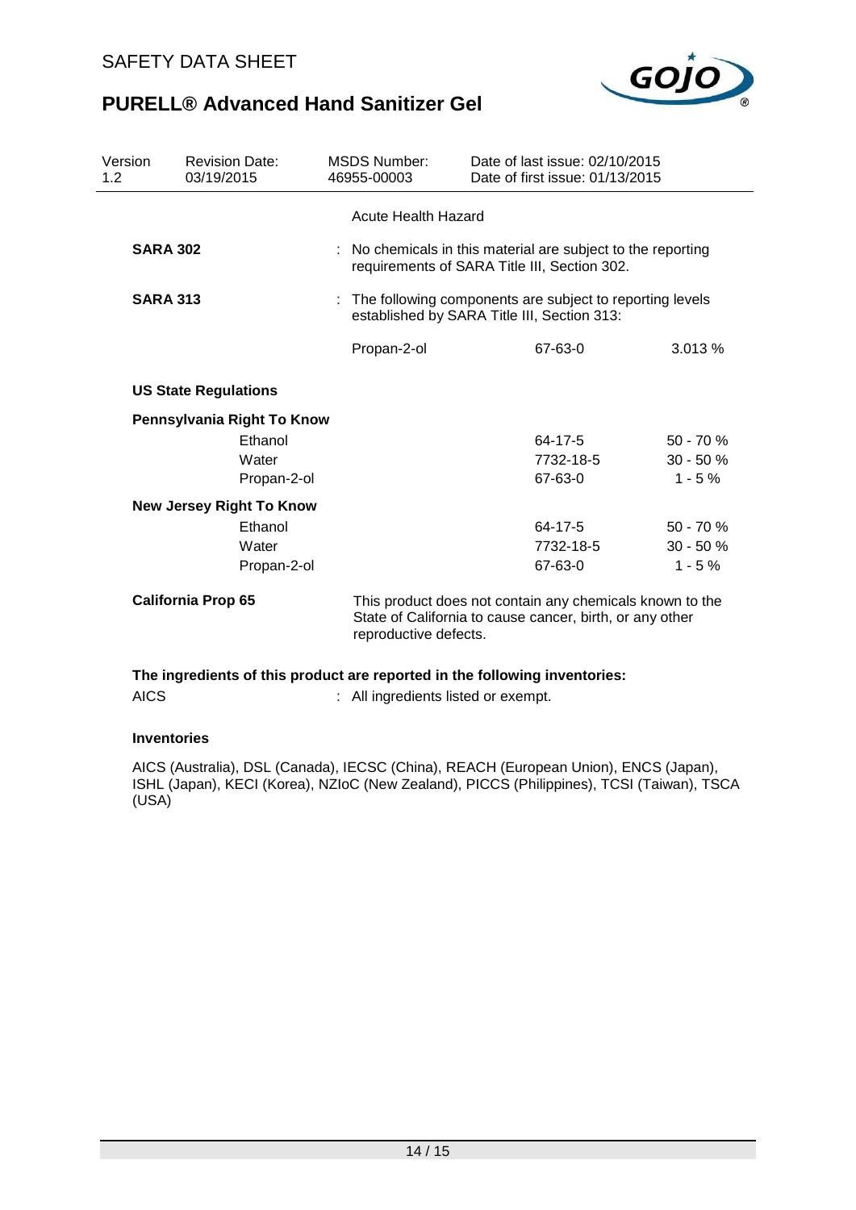| Version 1.2 | Revision Date: 03/19/2015 | MSDS Number: 46955-00003 | Date of last issue: 02/10/2015 Date of first issue: 01/13/2015 |
|---|---|---|---|

Acute Health Hazard

**SARA 302** : No chemicals in this material are subject to the reporting requirements of SARA Title III, Section 302.

**SARA 313** : The following components are subject to reporting levels established by SARA Title III, Section 313:

| | | |
|---|---|---|
| Propan-2-ol | 67-63-0 | 3.013 % |

**US State Regulations**

**Pennsylvania Right To Know**

| | | |
|---|---|---|
| Ethanol | 64-17-5 | 50 - 70 % |
| Water | 7732-18-5 | 30 - 50 % |
| Propan-2-ol | 67-63-0 | 1 - 5 % |

**New Jersey Right To Know**

| | | |
|---|---|---|
| Ethanol | 64-17-5 | 50 - 70 % |
| Water | 7732-18-5 | 30 - 50 % |
| Propan-2-ol | 67-63-0 | 1 - 5 % |

**California Prop 65** This product does not contain any chemicals known to the State of California to cause cancer, birth, or any other reproductive defects.

**The ingredients of this product are reported in the following inventories:**

AICS : All ingredients listed or exempt.

**Inventories**

AICS (Australia), DSL (Canada), IECSC (China), REACH (European Union), ENCS (Japan), ISHL (Japan), KECI (Korea), NZIoC (New Zealand), PICCS (Philippines), TCSI (Taiwan), TSCA (USA)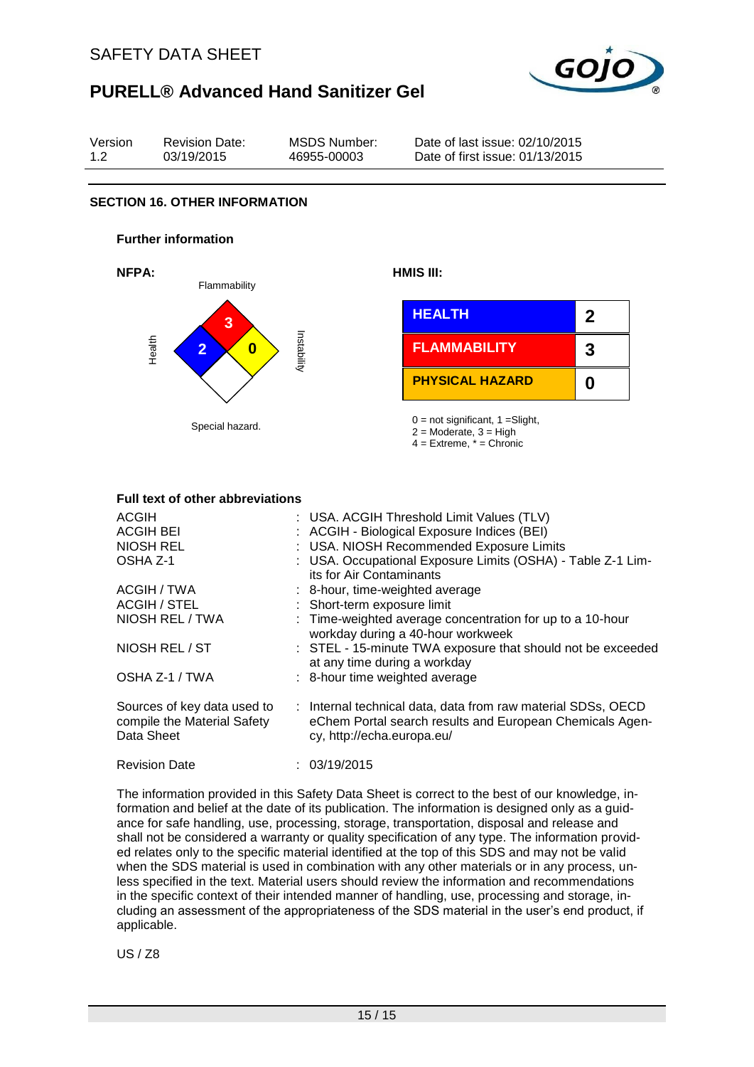SAFETY DATA SHEET

# PURELL® Advanced Hand Sanitizer Gel

| Version | Revision Date: | MSDS Number: | Date of last issue: 02/10/2015 |
|---|---|---|---|
| 1.2 | 03/19/2015 | 46955-00003 | Date of first issue: 01/13/2015 |

## SECTION 16. OTHER INFORMATION

### Further information

**NFPA:**

Flammability
3
Health
2
Instability
0
Special hazard.

**HMIS III:**

| | |
|---|---|
| HEALTH | 2 |
| FLAMMABILITY | 3 |
| PHYSICAL HAZARD | 0 |

0 = not significant, 1 =Slight,
2 = Moderate, 3 = High
4 = Extreme, * = Chronic

### Full text of other abbreviations

| | |
|---|---|
| ACGIH | : USA. ACGIH Threshold Limit Values (TLV) |
| ACGIH BEI | : ACGIH - Biological Exposure Indices (BEI) |
| NIOSH REL | : USA. NIOSH Recommended Exposure Limits |
| OSHA Z-1 | : USA. Occupational Exposure Limits (OSHA) - Table Z-1 Limits for Air Contaminants |
| ACGIH / TWA | : 8-hour, time-weighted average |
| ACGIH / STEL | : Short-term exposure limit |
| NIOSH REL / TWA | : Time-weighted average concentration for up to a 10-hour workday during a 40-hour workweek |
| NIOSH REL / ST | : STEL - 15-minute TWA exposure that should not be exceeded at any time during a workday |
| OSHA Z-1 / TWA | : 8-hour time weighted average |
| Sources of key data used to compile the Material Safety Data Sheet | : Internal technical data, data from raw material SDSs, OECD eChem Portal search results and European Chemicals Agency, http://echa.europa.eu/ |
| Revision Date | : 03/19/2015 |

The information provided in this Safety Data Sheet is correct to the best of our knowledge, information and belief at the date of its publication. The information is designed only as a guidance for safe handling, use, processing, storage, transportation, disposal and release and shall not be considered a warranty or quality specification of any type. The information provided relates only to the specific material identified at the top of this SDS and may not be valid when the SDS material is used in combination with any other materials or in any process, unless specified in the text. Material users should review the information and recommendations in the specific context of their intended manner of handling, use, processing and storage, including an assessment of the appropriateness of the SDS material in the user's end product, if applicable.

US / Z8